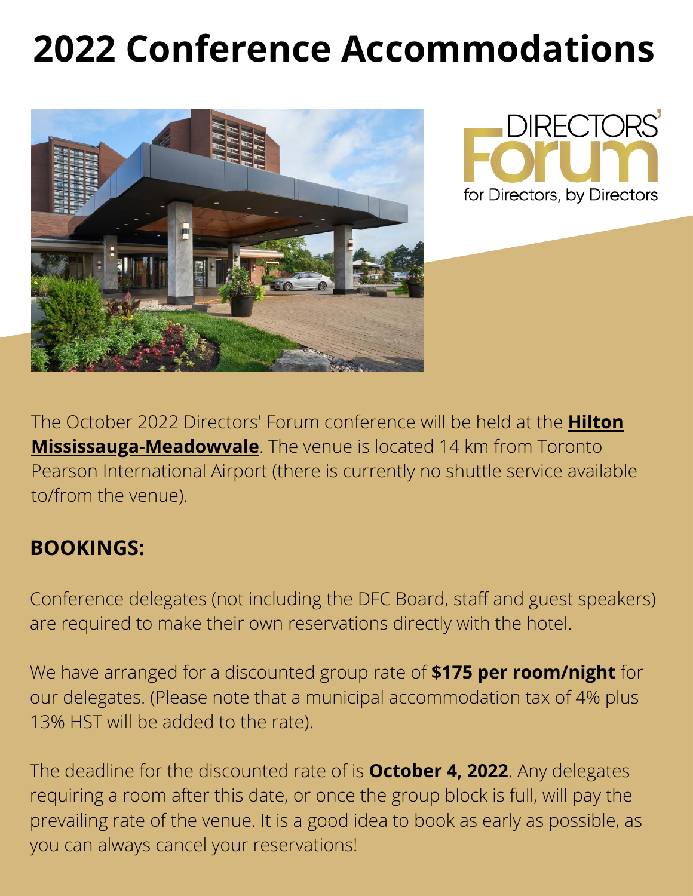# 2022 Conference Accommodations

DIRECTORS' Forum

for Directors, by Directors

The October 2022 Directors' Forum conference will be held at the **Hilton Mississauga-Meadowvale**. The venue is located 14 km from Toronto Pearson International Airport (there is currently no shuttle service available to/from the venue).

## BOOKINGS:

Conference delegates (not including the DFC Board, staff and guest speakers) are required to make their own reservations directly with the hotel.

We have arranged for a discounted group rate of **$175 per room/night** for our delegates. (Please note that a municipal accommodation tax of 4% plus 13% HST will be added to the rate).

The deadline for the discounted rate of is **October 4, 2022**. Any delegates requiring a room after this date, or once the group block is full, will pay the prevailing rate of the venue. It is a good idea to book as early as possible, as you can always cancel your reservations!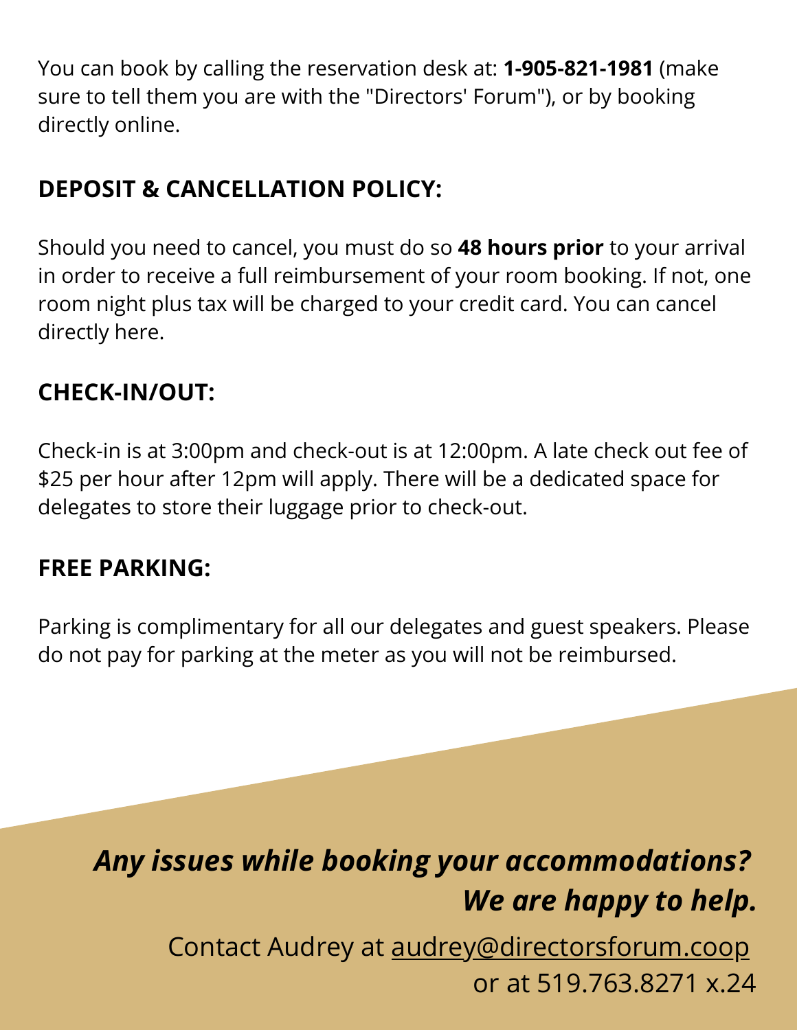You can book by calling the reservation desk at: **1-905-821-1981** (make sure to tell them you are with the "Directors' Forum"), or by booking directly online.

## DEPOSIT & CANCELLATION POLICY:

Should you need to cancel, you must do so **48 hours prior** to your arrival in order to receive a full reimbursement of your room booking. If not, one room night plus tax will be charged to your credit card. You can cancel directly here.

## CHECK-IN/OUT:

Check-in is at 3:00pm and check-out is at 12:00pm. A late check out fee of $25 per hour after 12pm will apply. There will be a dedicated space for delegates to store their luggage prior to check-out.

## FREE PARKING:

Parking is complimentary for all our delegates and guest speakers. Please do not pay for parking at the meter as you will not be reimbursed.

***Any issues while booking your accommodations? We are happy to help.***

Contact Audrey at audrey@directorsforum.coop or at 519.763.8271 x.24